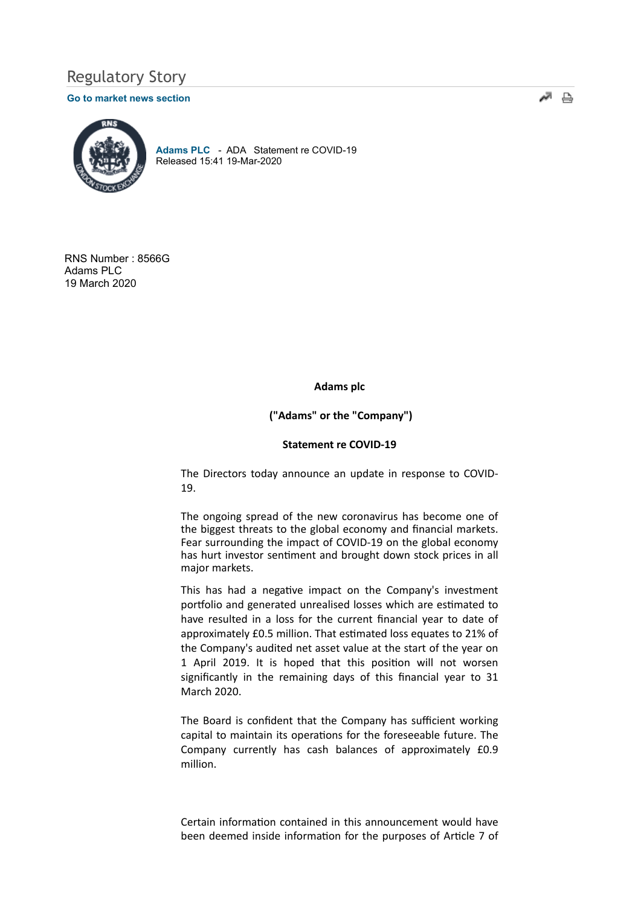Regulatory Story

Go to market news section

**Adams PLC** - ADA Statement re COVID-19
Released 15:41 19-Mar-2020

RNS Number : 8566G
Adams PLC
19 March 2020

**Adams plc**

**("Adams" or the "Company")**

**Statement re COVID-19**

The Directors today announce an update in response to COVID-19.

The ongoing spread of the new coronavirus has become one of the biggest threats to the global economy and financial markets. Fear surrounding the impact of COVID-19 on the global economy has hurt investor sentiment and brought down stock prices in all major markets.

This has had a negative impact on the Company's investment portfolio and generated unrealised losses which are estimated to have resulted in a loss for the current financial year to date of approximately £0.5 million. That estimated loss equates to 21% of the Company's audited net asset value at the start of the year on 1 April 2019. It is hoped that this position will not worsen significantly in the remaining days of this financial year to 31 March 2020.

The Board is confident that the Company has sufficient working capital to maintain its operations for the foreseeable future. The Company currently has cash balances of approximately £0.9 million.

Certain information contained in this announcement would have been deemed inside information for the purposes of Article 7 of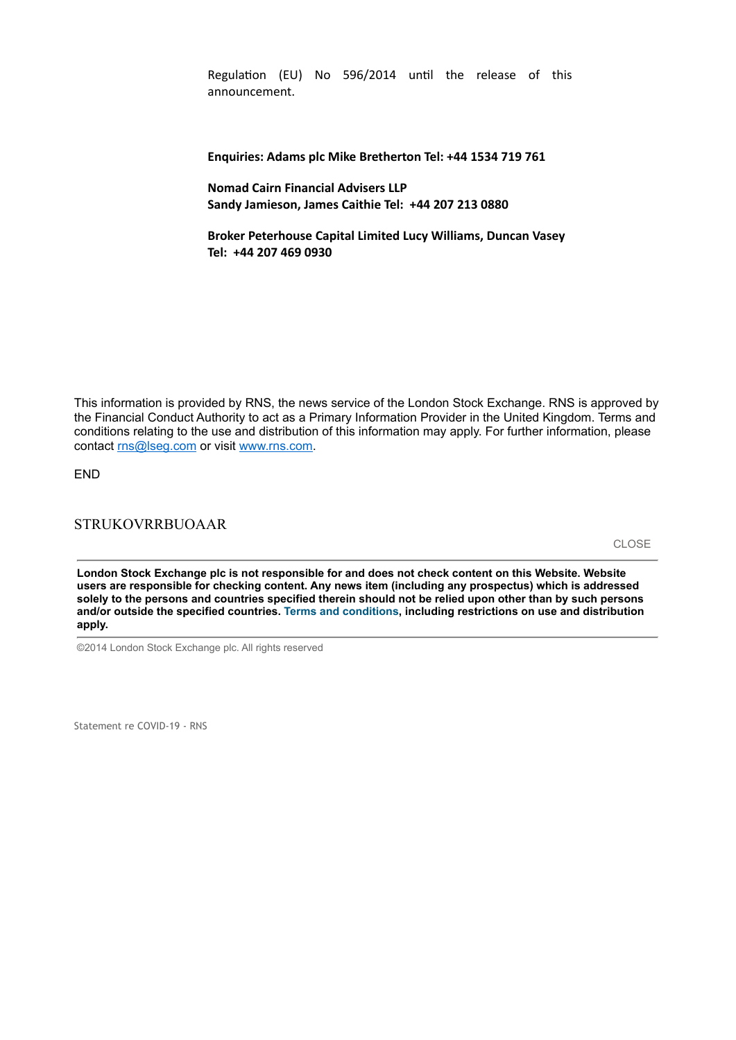Regulation (EU) No 596/2014 until the release of this announcement.

**Enquiries: Adams plc Mike Bretherton Tel: +44 1534 719 761**

**Nomad Cairn Financial Advisers LLP**
**Sandy Jamieson, James Caithie Tel: +44 207 213 0880**

**Broker Peterhouse Capital Limited Lucy Williams, Duncan Vasey**
**Tel: +44 207 469 0930**

This information is provided by RNS, the news service of the London Stock Exchange. RNS is approved by the Financial Conduct Authority to act as a Primary Information Provider in the United Kingdom. Terms and conditions relating to the use and distribution of this information may apply. For further information, please contact rns@lseg.com or visit www.rns.com.

END

STRUKOVRRBUOAAR

CLOSE

**London Stock Exchange plc is not responsible for and does not check content on this Website. Website users are responsible for checking content. Any news item (including any prospectus) which is addressed solely to the persons and countries specified therein should not be relied upon other than by such persons and/or outside the specified countries. Terms and conditions, including restrictions on use and distribution apply.**

©2014 London Stock Exchange plc. All rights reserved